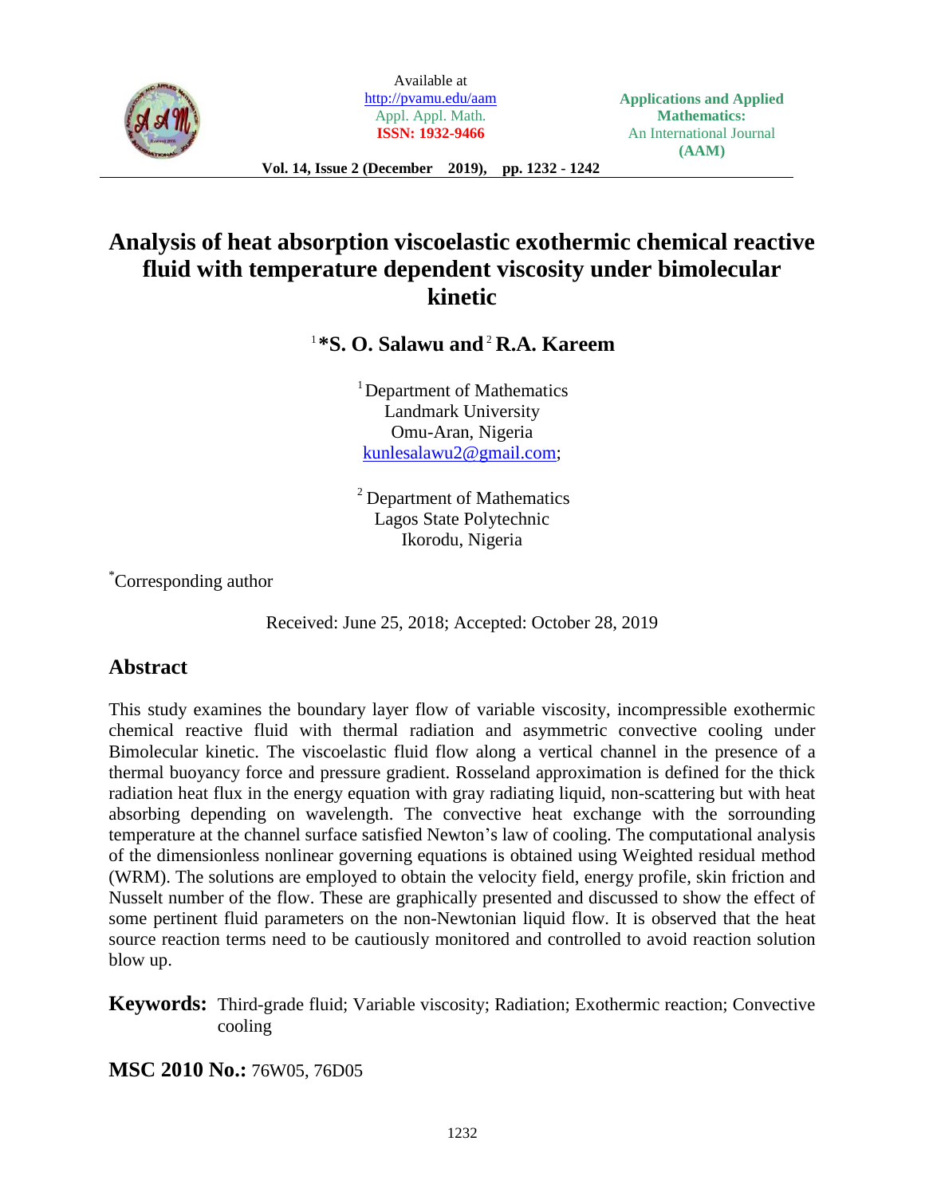# Analysis of heat absorption viscoelastic exothermic chemical reactive fluid with temperature dependent viscosity under bimolecular kinetic

**[1]\*S. O. Salawu and [2] R.A. Kareem**

[1] Department of Mathematics
Landmark University
Omu-Aran, Nigeria
kunlesalawu2@gmail.com;

[2] Department of Mathematics
Lagos State Polytechnic
Ikorodu, Nigeria

\*Corresponding author

Received: June 25, 2018; Accepted: October 28, 2019

## Abstract

This study examines the boundary layer flow of variable viscosity, incompressible exothermic chemical reactive fluid with thermal radiation and asymmetric convective cooling under Bimolecular kinetic. The viscoelastic fluid flow along a vertical channel in the presence of a thermal buoyancy force and pressure gradient. Rosseland approximation is defined for the thick radiation heat flux in the energy equation with gray radiating liquid, non-scattering but with heat absorbing depending on wavelength. The convective heat exchange with the sorrounding temperature at the channel surface satisfied Newton's law of cooling. The computational analysis of the dimensionless nonlinear governing equations is obtained using Weighted residual method (WRM). The solutions are employed to obtain the velocity field, energy profile, skin friction and Nusselt number of the flow. These are graphically presented and discussed to show the effect of some pertinent fluid parameters on the non-Newtonian liquid flow. It is observed that the heat source reaction terms need to be cautiously monitored and controlled to avoid reaction solution blow up.

**Keywords:** Third-grade fluid; Variable viscosity; Radiation; Exothermic reaction; Convective cooling

**MSC 2010 No.:** 76W05, 76D05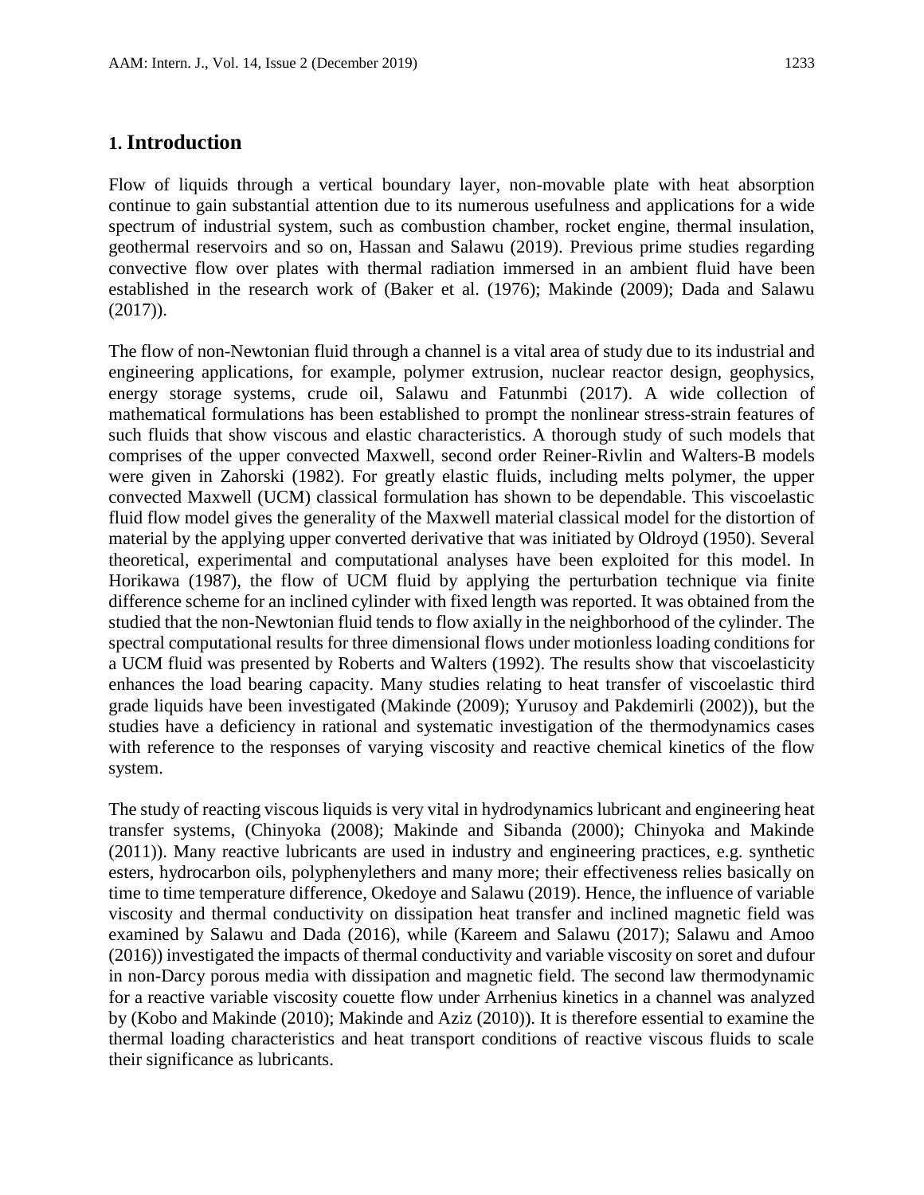## 1. Introduction

Flow of liquids through a vertical boundary layer, non-movable plate with heat absorption continue to gain substantial attention due to its numerous usefulness and applications for a wide spectrum of industrial system, such as combustion chamber, rocket engine, thermal insulation, geothermal reservoirs and so on, Hassan and Salawu (2019). Previous prime studies regarding convective flow over plates with thermal radiation immersed in an ambient fluid have been established in the research work of (Baker et al. (1976); Makinde (2009); Dada and Salawu (2017)).

The flow of non-Newtonian fluid through a channel is a vital area of study due to its industrial and engineering applications, for example, polymer extrusion, nuclear reactor design, geophysics, energy storage systems, crude oil, Salawu and Fatunmbi (2017). A wide collection of mathematical formulations has been established to prompt the nonlinear stress-strain features of such fluids that show viscous and elastic characteristics. A thorough study of such models that comprises of the upper convected Maxwell, second order Reiner-Rivlin and Walters-B models were given in Zahorski (1982). For greatly elastic fluids, including melts polymer, the upper convected Maxwell (UCM) classical formulation has shown to be dependable. This viscoelastic fluid flow model gives the generality of the Maxwell material classical model for the distortion of material by the applying upper converted derivative that was initiated by Oldroyd (1950). Several theoretical, experimental and computational analyses have been exploited for this model. In Horikawa (1987), the flow of UCM fluid by applying the perturbation technique via finite difference scheme for an inclined cylinder with fixed length was reported. It was obtained from the studied that the non-Newtonian fluid tends to flow axially in the neighborhood of the cylinder. The spectral computational results for three dimensional flows under motionless loading conditions for a UCM fluid was presented by Roberts and Walters (1992). The results show that viscoelasticity enhances the load bearing capacity. Many studies relating to heat transfer of viscoelastic third grade liquids have been investigated (Makinde (2009); Yurusoy and Pakdemirli (2002)), but the studies have a deficiency in rational and systematic investigation of the thermodynamics cases with reference to the responses of varying viscosity and reactive chemical kinetics of the flow system.

The study of reacting viscous liquids is very vital in hydrodynamics lubricant and engineering heat transfer systems, (Chinyoka (2008); Makinde and Sibanda (2000); Chinyoka and Makinde (2011)). Many reactive lubricants are used in industry and engineering practices, e.g. synthetic esters, hydrocarbon oils, polyphenylethers and many more; their effectiveness relies basically on time to time temperature difference, Okedoye and Salawu (2019). Hence, the influence of variable viscosity and thermal conductivity on dissipation heat transfer and inclined magnetic field was examined by Salawu and Dada (2016), while (Kareem and Salawu (2017); Salawu and Amoo (2016)) investigated the impacts of thermal conductivity and variable viscosity on soret and dufour in non-Darcy porous media with dissipation and magnetic field. The second law thermodynamic for a reactive variable viscosity couette flow under Arrhenius kinetics in a channel was analyzed by (Kobo and Makinde (2010); Makinde and Aziz (2010)). It is therefore essential to examine the thermal loading characteristics and heat transport conditions of reactive viscous fluids to scale their significance as lubricants.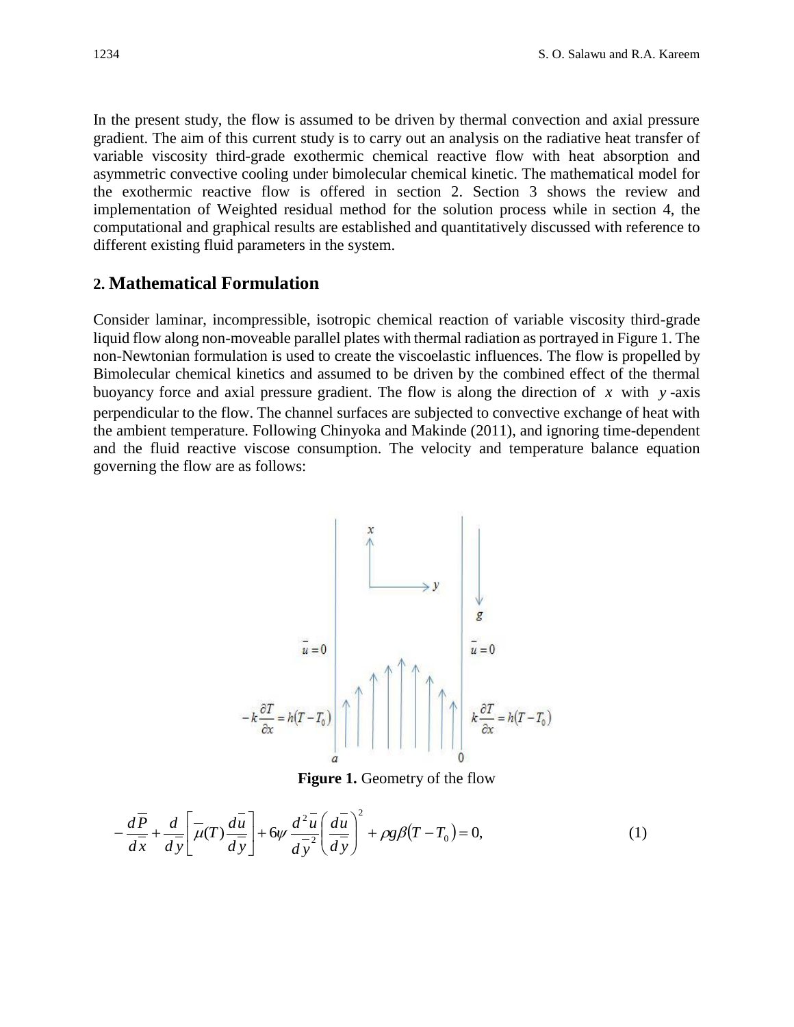In the present study, the flow is assumed to be driven by thermal convection and axial pressure gradient. The aim of this current study is to carry out an analysis on the radiative heat transfer of variable viscosity third-grade exothermic chemical reactive flow with heat absorption and asymmetric convective cooling under bimolecular chemical kinetic. The mathematical model for the exothermic reactive flow is offered in section 2. Section 3 shows the review and implementation of Weighted residual method for the solution process while in section 4, the computational and graphical results are established and quantitatively discussed with reference to different existing fluid parameters in the system.

## 2. Mathematical Formulation

Consider laminar, incompressible, isotropic chemical reaction of variable viscosity third-grade liquid flow along non-moveable parallel plates with thermal radiation as portrayed in Figure 1. The non-Newtonian formulation is used to create the viscoelastic influences. The flow is propelled by Bimolecular chemical kinetics and assumed to be driven by the combined effect of the thermal buoyancy force and axial pressure gradient. The flow is along the direction of $x$ with $y$-axis perpendicular to the flow. The channel surfaces are subjected to convective exchange of heat with the ambient temperature. Following Chinyoka and Makinde (2011), and ignoring time-dependent and the fluid reactive viscose consumption. The velocity and temperature balance equation governing the flow are as follows:

**Figure 1.** Geometry of the flow

$$-\frac{d\overline{P}}{d\overline{x}}+\frac{d}{d\overline{y}}\left[\overline{\mu}(T)\frac{d\overline{u}}{d\overline{y}}\right]+6\psi\frac{d^2\overline{u}}{d\overline{y}^2}\left(\frac{d\overline{u}}{d\overline{y}}\right)^2+\rho g\beta\left(T-T_0\right)=0, \tag{1}$$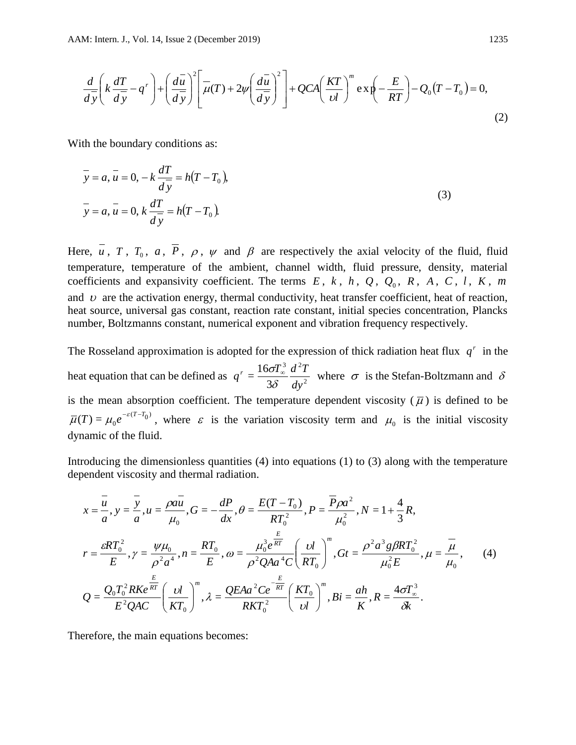$$\frac{d}{d\bar{y}}\left(k\frac{dT}{d\bar{y}}-q^{r}\right)+\left(\frac{d\bar{u}}{d\bar{y}}\right)^{2}\left[\bar{\mu}(T)+2\psi\left(\frac{d\bar{u}}{d\bar{y}}\right)^{2}\right]+QCA\left(\frac{KT}{\upsilon l}\right)^{m}\exp\left(-\frac{E}{RT}\right)-Q_{0}\left(T-T_{0}\right)=0, \tag{2}$$

With the boundary conditions as:

$$\begin{aligned}
&\bar{y}=a, \bar{u}=0, -k\frac{dT}{d\bar{y}}=h\left(T-T_{0}\right),\\
&\bar{y}=a, \bar{u}=0, k\frac{dT}{d\bar{y}}=h\left(T-T_{0}\right).
\end{aligned} \tag{3}$$

Here, $\bar{u}$, $T$, $T_0$, $a$, $\bar{P}$, $\rho$, $\psi$ and $\beta$ are respectively the axial velocity of the fluid, fluid temperature, temperature of the ambient, channel width, fluid pressure, density, material coefficients and expansivity coefficient. The terms $E$, $k$, $h$, $Q$, $Q_0$, $R$, $A$, $C$, $l$, $K$, $m$ and $\upsilon$ are the activation energy, thermal conductivity, heat transfer coefficient, heat of reaction, heat source, universal gas constant, reaction rate constant, initial species concentration, Plancks number, Boltzmanns constant, numerical exponent and vibration frequency respectively.

The Rosseland approximation is adopted for the expression of thick radiation heat flux $q^r$ in the heat equation that can be defined as $q^{r}=\frac{16\sigma T_{\infty}^{3}}{3\delta}\frac{d^{2}T}{dy^{2}}$ where $\sigma$ is the Stefan-Boltzmann and $\delta$ is the mean absorption coefficient. The temperature dependent viscosity ($\bar{\mu}$) is defined to be $\bar{\mu}(T)=\mu_{0}e^{-\varepsilon(T-T_{0})}$, where $\varepsilon$ is the variation viscosity term and $\mu_0$ is the initial viscosity dynamic of the fluid.

Introducing the dimensionless quantities (4) into equations (1) to (3) along with the temperature dependent viscosity and thermal radiation.

$$\begin{aligned}
&x=\frac{\bar{u}}{a}, y=\frac{\bar{y}}{a}, u=\frac{\rho a\bar{u}}{\mu_{0}}, G=-\frac{dP}{dx}, \theta=\frac{E(T-T_{0})}{RT_{0}^{2}}, P=\frac{\bar{P}\rho a^{2}}{\mu_{0}^{2}}, N=1+\frac{4}{3}R,\\
&r=\frac{\varepsilon RT_{0}^{2}}{E}, \gamma=\frac{\psi\mu_{0}}{\rho^{2}a^{4}}, n=\frac{RT_{0}}{E}, \omega=\frac{\mu_{0}^{3}e^{\frac{E}{RT}}}{\rho^{2}QAa^{4}C}\left(\frac{\upsilon l}{RT_{0}}\right)^{m}, Gt=\frac{\rho^{2}a^{3}g\beta RT_{0}^{2}}{\mu_{0}^{2}E}, \mu=\frac{\bar{\mu}}{\mu_{0}},\\
&Q=\frac{Q_{0}T_{0}^{2}RKe^{\frac{E}{RT}}}{E^{2}QAC}\left(\frac{\upsilon l}{KT_{0}}\right)^{m}, \lambda=\frac{QEAa^{2}Ce^{-\frac{E}{RT}}}{RKT_{0}^{2}}\left(\frac{KT_{0}}{\upsilon l}\right)^{m}, Bi=\frac{ah}{K}, R=\frac{4\sigma T_{\infty}^{3}}{\delta k}.
\end{aligned} \tag{4}$$

Therefore, the main equations becomes: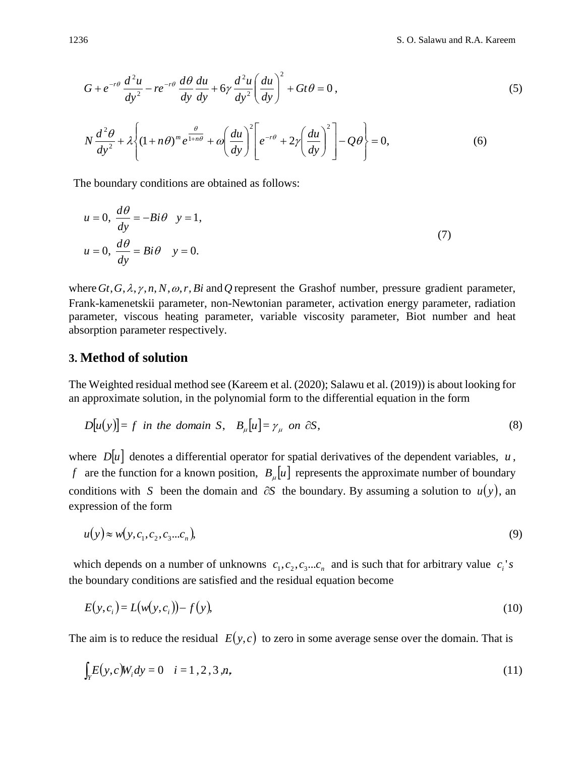$$G + e^{-r\theta}\frac{d^2u}{dy^2} - re^{-r\theta}\frac{d\theta}{dy}\frac{du}{dy} + 6\gamma\frac{d^2u}{dy^2}\left(\frac{du}{dy}\right)^2 + Gt\theta = 0\,, \tag{5}$$

$$N\frac{d^2\theta}{dy^2} + \lambda\left\{(1+n\theta)^m e^{\frac{\theta}{1+n\theta}} + \omega\left(\frac{du}{dy}\right)^2\left[e^{-r\theta} + 2\gamma\left(\frac{du}{dy}\right)^2\right] - Q\theta\right\} = 0, \tag{6}$$

The boundary conditions are obtained as follows:

$$\begin{aligned} &u = 0,\ \frac{d\theta}{dy} = -Bi\theta \quad y = 1,\\ &u = 0,\ \frac{d\theta}{dy} = Bi\theta \quad y = 0. \end{aligned} \tag{7}$$

where $Gt, G, \lambda, \gamma, n, N, \omega, r, Bi$ and $Q$ represent the Grashof number, pressure gradient parameter, Frank-kamenetskii parameter, non-Newtonian parameter, activation energy parameter, radiation parameter, viscous heating parameter, variable viscosity parameter, Biot number and heat absorption parameter respectively.

## 3. Method of solution

The Weighted residual method see (Kareem et al. (2020); Salawu et al. (2019)) is about looking for an approximate solution, in the polynomial form to the differential equation in the form

$$D[u(y)] = f \ \ in\ the\ domain\ S, \quad B_\mu[u] = \gamma_\mu \ \ on\ \partial S, \tag{8}$$

where $D[u]$ denotes a differential operator for spatial derivatives of the dependent variables, $u$, $f$ are the function for a known position, $B_\mu[u]$ represents the approximate number of boundary conditions with $S$ been the domain and $\partial S$ the boundary. By assuming a solution to $u(y)$, an expression of the form

$$u(y) \approx w(y, c_1, c_2, c_3 ... c_n), \tag{9}$$

which depends on a number of unknowns $c_1, c_2, c_3 ... c_n$ and is such that for arbitrary value $c_i$'s the boundary conditions are satisfied and the residual equation become

$$E(y, c_i) = L(w(y, c_i)) - f(y), \tag{10}$$

The aim is to reduce the residual $E(y,c)$ to zero in some average sense over the domain. That is

$$\int_Y E(y,c) W_i dy = 0 \quad i = 1, 2, 3, n, \tag{11}$$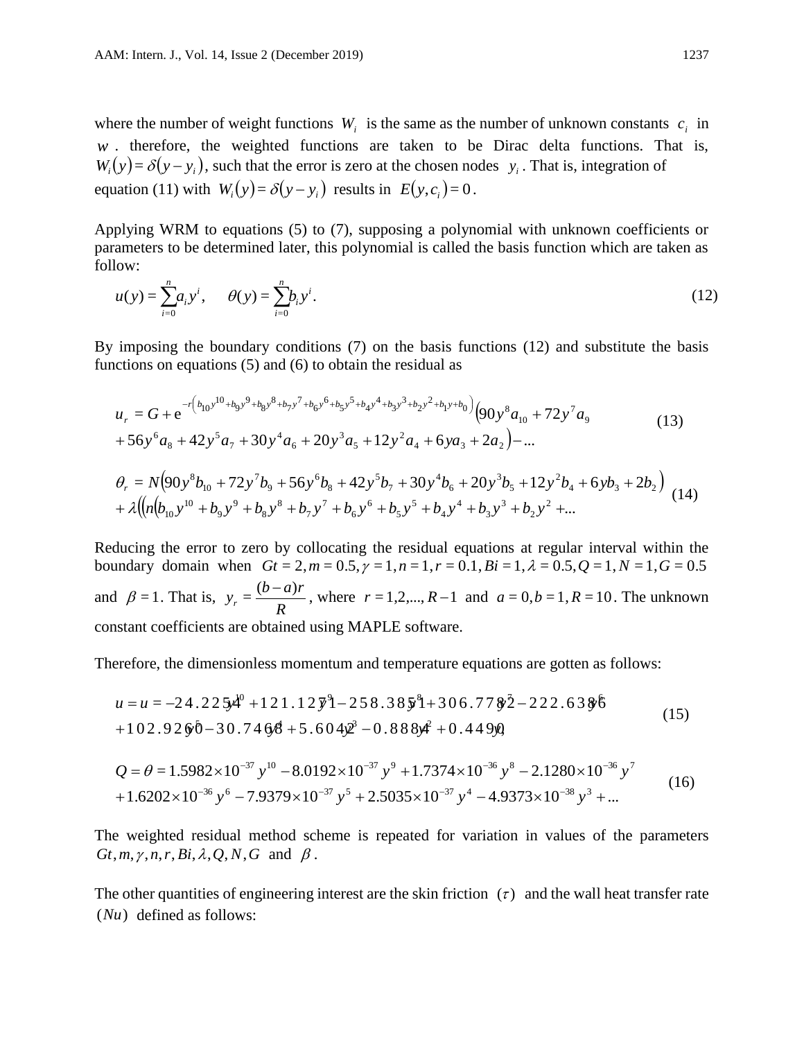where the number of weight functions $W_i$ is the same as the number of unknown constants $c_i$ in $w$. therefore, the weighted functions are taken to be Dirac delta functions. That is, $W_i(y) = \delta(y - y_i)$, such that the error is zero at the chosen nodes $y_i$. That is, integration of equation (11) with $W_i(y) = \delta(y - y_i)$ results in $E(y, c_i) = 0$.

Applying WRM to equations (5) to (7), supposing a polynomial with unknown coefficients or parameters to be determined later, this polynomial is called the basis function which are taken as follow:

$$u(y) = \sum_{i=0}^{n} a_i y^i, \qquad \theta(y) = \sum_{i=0}^{n} b_i y^i. \tag{12}$$

By imposing the boundary conditions (7) on the basis functions (12) and substitute the basis functions on equations (5) and (6) to obtain the residual as

$$\begin{aligned} u_r &= G + e^{-r\left(b_{10}y^{10}+b_9y^9+b_8y^8+b_7y^7+b_6y^6+b_5y^5+b_4y^4+b_3y^3+b_2y^2+b_1y+b_0\right)}\left(90y^8 a_{10} + 72y^7 a_9\right. \\ &\left. + 56y^6 a_8 + 42y^5 a_7 + 30y^4 a_6 + 20y^3 a_5 + 12y^2 a_4 + 6ya_3 + 2a_2\right) - \ldots \end{aligned} \tag{13}$$

$$\begin{aligned} \theta_r &= N\left(90y^8 b_{10} + 72y^7 b_9 + 56y^6 b_8 + 42y^5 b_7 + 30y^4 b_6 + 20y^3 b_5 + 12y^2 b_4 + 6yb_3 + 2b_2\right) \\ &+ \lambda\left(\left(n\left(b_{10}y^{10} + b_9 y^9 + b_8 y^8 + b_7 y^7 + b_6 y^6 + b_5 y^5 + b_4 y^4 + b_3 y^3 + b_2 y^2 + \ldots\right.\right.\right. \end{aligned} \tag{14}$$

Reducing the error to zero by collocating the residual equations at regular interval within the boundary domain when $Gt = 2, m = 0.5, \gamma = 1, n = 1, r = 0.1, Bi = 1, \lambda = 0.5, Q = 1, N = 1, G = 0.5$ and $\beta = 1$. That is, $y_r = \frac{(b-a)r}{R}$, where $r = 1, 2, ..., R-1$ and $a = 0, b = 1, R = 10$. The unknown constant coefficients are obtained using MAPLE software.

Therefore, the dimensionless momentum and temperature equations are gotten as follows:

$$\begin{aligned} u = u &= -24.2254y^{10} + 121.1271y^9 - 258.3851y^8 + 306.7782y^7 - 222.6386y^6 \\ &+ 102.9260y^5 - 30.7468y^4 + 5.6042y^3 - 0.8884y^2 + 0.4490y, \end{aligned} \tag{15}$$

$$\begin{aligned} Q = \theta &= 1.5982\times10^{-37}y^{10} - 8.0192\times10^{-37}y^9 + 1.7374\times10^{-36}y^8 - 2.1280\times10^{-36}y^7 \\ &+ 1.6202\times10^{-36}y^6 - 7.9379\times10^{-37}y^5 + 2.5035\times10^{-37}y^4 - 4.9373\times10^{-38}y^3 + \ldots \end{aligned} \tag{16}$$

The weighted residual method scheme is repeated for variation in values of the parameters $Gt, m, \gamma, n, r, Bi, \lambda, Q, N, G$ and $\beta$.

The other quantities of engineering interest are the skin friction $(\tau)$ and the wall heat transfer rate $(Nu)$ defined as follows: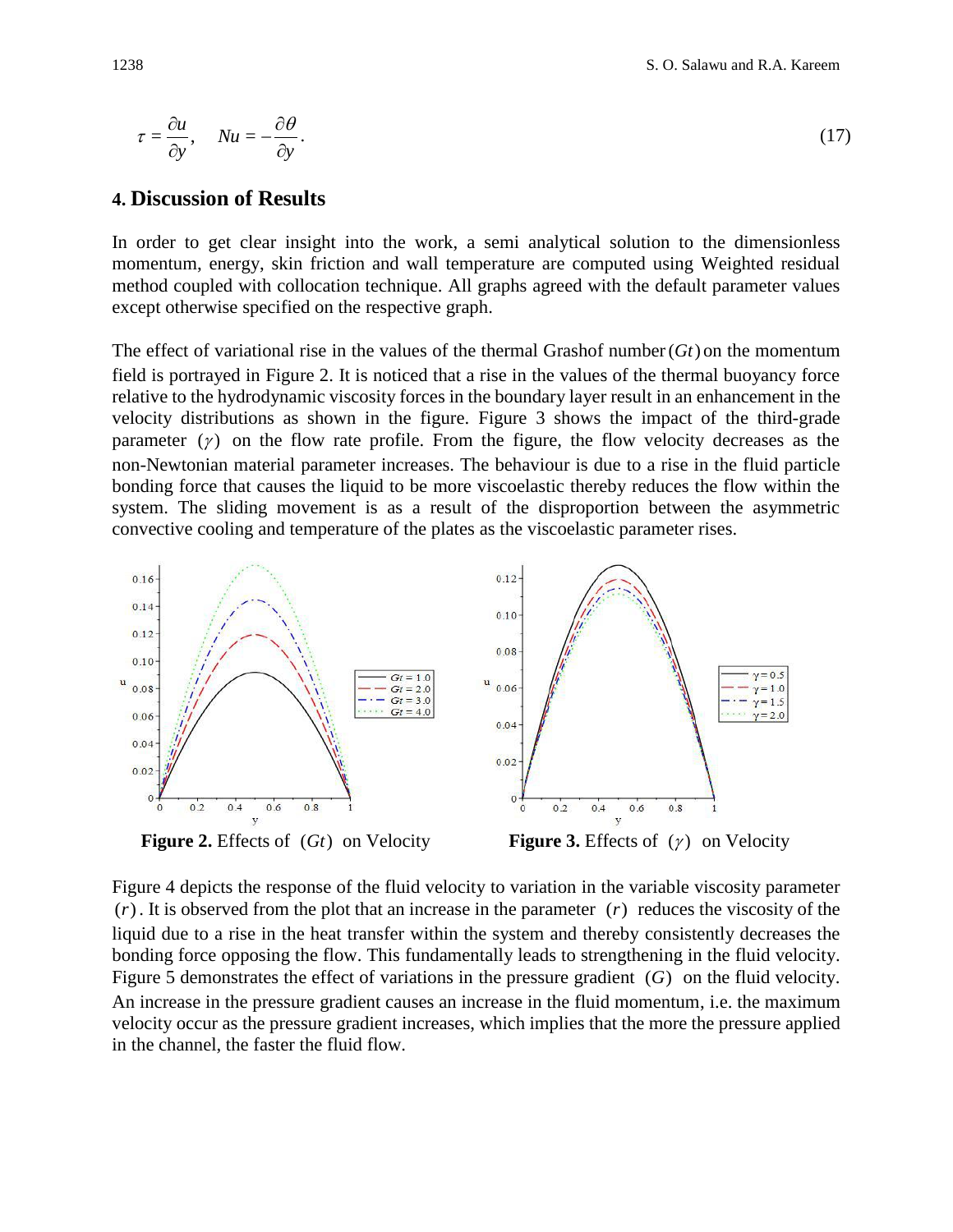$$\tau = \frac{\partial u}{\partial y}, \quad Nu = -\frac{\partial \theta}{\partial y}. \tag{17}$$

## 4. Discussion of Results

In order to get clear insight into the work, a semi analytical solution to the dimensionless momentum, energy, skin friction and wall temperature are computed using Weighted residual method coupled with collocation technique. All graphs agreed with the default parameter values except otherwise specified on the respective graph.

The effect of variational rise in the values of the thermal Grashof number $(Gt)$ on the momentum field is portrayed in Figure 2. It is noticed that a rise in the values of the thermal buoyancy force relative to the hydrodynamic viscosity forces in the boundary layer result in an enhancement in the velocity distributions as shown in the figure. Figure 3 shows the impact of the third-grade parameter $(\gamma)$ on the flow rate profile. From the figure, the flow velocity decreases as the non-Newtonian material parameter increases. The behaviour is due to a rise in the fluid particle bonding force that causes the liquid to be more viscoelastic thereby reduces the flow within the system. The sliding movement is as a result of the disproportion between the asymmetric convective cooling and temperature of the plates as the viscoelastic parameter rises.

**Figure 2.** Effects of $(Gt)$ on Velocity

**Figure 3.** Effects of $(\gamma)$ on Velocity

Figure 4 depicts the response of the fluid velocity to variation in the variable viscosity parameter $(r)$. It is observed from the plot that an increase in the parameter $(r)$ reduces the viscosity of the liquid due to a rise in the heat transfer within the system and thereby consistently decreases the bonding force opposing the flow. This fundamentally leads to strengthening in the fluid velocity. Figure 5 demonstrates the effect of variations in the pressure gradient $(G)$ on the fluid velocity. An increase in the pressure gradient causes an increase in the fluid momentum, i.e. the maximum velocity occur as the pressure gradient increases, which implies that the more the pressure applied in the channel, the faster the fluid flow.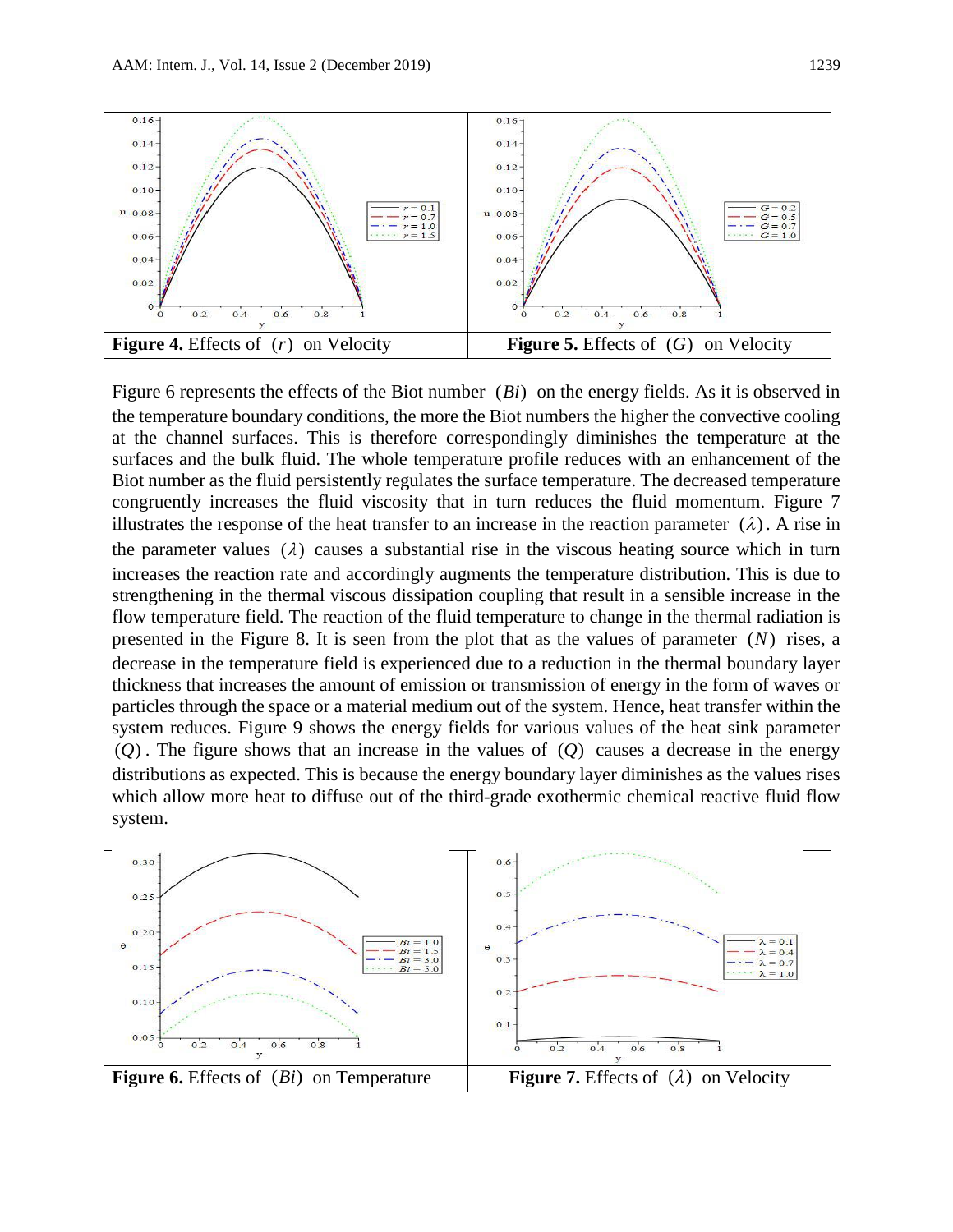**Figure 4.** Effects of $(r)$ on Velocity

**Figure 5.** Effects of $(G)$ on Velocity

Figure 6 represents the effects of the Biot number $(Bi)$ on the energy fields. As it is observed in the temperature boundary conditions, the more the Biot numbers the higher the convective cooling at the channel surfaces. This is therefore correspondingly diminishes the temperature at the surfaces and the bulk fluid. The whole temperature profile reduces with an enhancement of the Biot number as the fluid persistently regulates the surface temperature. The decreased temperature congruently increases the fluid viscosity that in turn reduces the fluid momentum. Figure 7 illustrates the response of the heat transfer to an increase in the reaction parameter $(\lambda)$. A rise in the parameter values $(\lambda)$ causes a substantial rise in the viscous heating source which in turn increases the reaction rate and accordingly augments the temperature distribution. This is due to strengthening in the thermal viscous dissipation coupling that result in a sensible increase in the flow temperature field. The reaction of the fluid temperature to change in the thermal radiation is presented in the Figure 8. It is seen from the plot that as the values of parameter $(N)$ rises, a decrease in the temperature field is experienced due to a reduction in the thermal boundary layer thickness that increases the amount of emission or transmission of energy in the form of waves or particles through the space or a material medium out of the system. Hence, heat transfer within the system reduces. Figure 9 shows the energy fields for various values of the heat sink parameter $(Q)$. The figure shows that an increase in the values of $(Q)$ causes a decrease in the energy distributions as expected. This is because the energy boundary layer diminishes as the values rises which allow more heat to diffuse out of the third-grade exothermic chemical reactive fluid flow system.

**Figure 6.** Effects of $(Bi)$ on Temperature

**Figure 7.** Effects of $(\lambda)$ on Velocity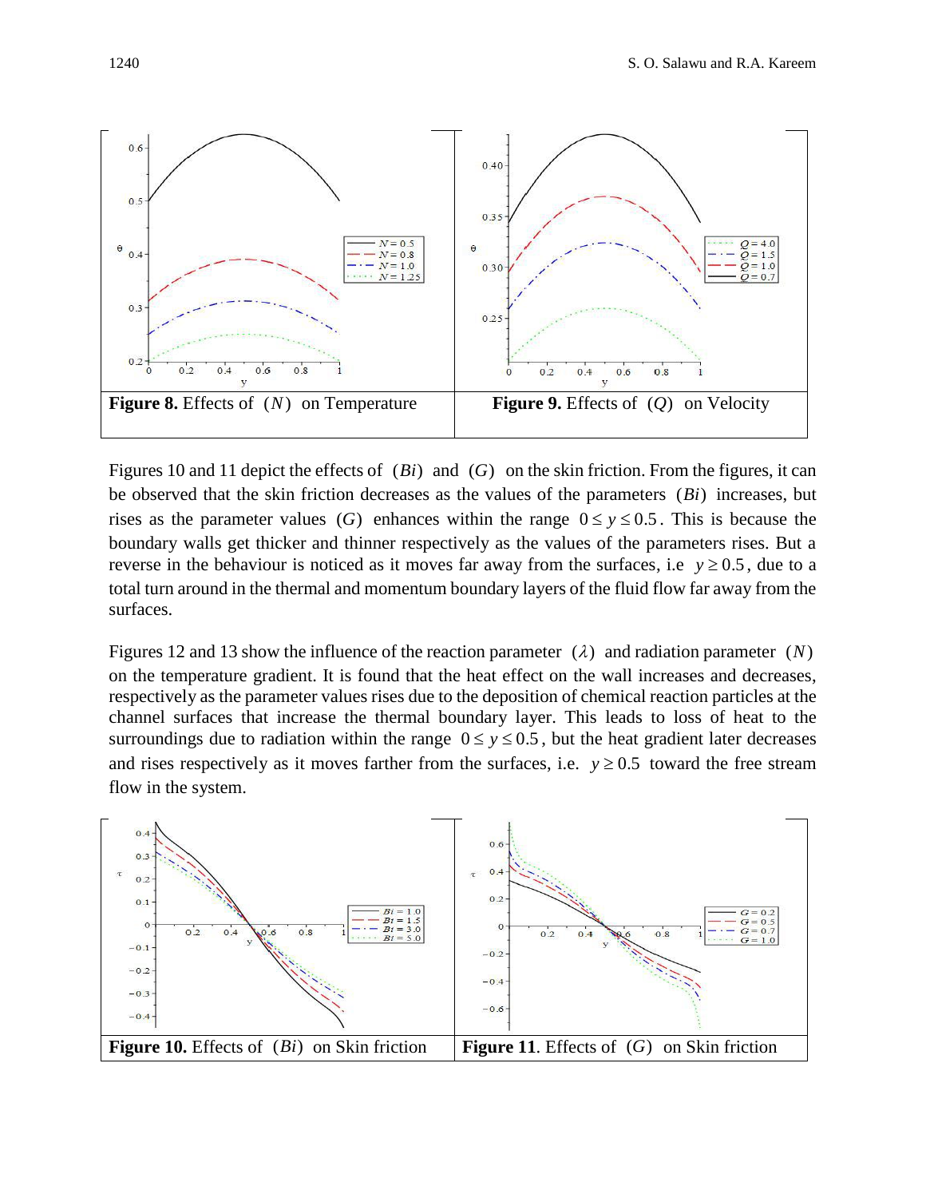**Figure 8.** Effects of $(N)$ on Temperature

**Figure 9.** Effects of $(Q)$ on Velocity

Figures 10 and 11 depict the effects of $(Bi)$ and $(G)$ on the skin friction. From the figures, it can be observed that the skin friction decreases as the values of the parameters $(Bi)$ increases, but rises as the parameter values $(G)$ enhances within the range $0 \leq y \leq 0.5$. This is because the boundary walls get thicker and thinner respectively as the values of the parameters rises. But a reverse in the behaviour is noticed as it moves far away from the surfaces, i.e $y \geq 0.5$, due to a total turn around in the thermal and momentum boundary layers of the fluid flow far away from the surfaces.

Figures 12 and 13 show the influence of the reaction parameter $(\lambda)$ and radiation parameter $(N)$ on the temperature gradient. It is found that the heat effect on the wall increases and decreases, respectively as the parameter values rises due to the deposition of chemical reaction particles at the channel surfaces that increase the thermal boundary layer. This leads to loss of heat to the surroundings due to radiation within the range $0 \leq y \leq 0.5$, but the heat gradient later decreases and rises respectively as it moves farther from the surfaces, i.e. $y \geq 0.5$ toward the free stream flow in the system.

**Figure 10.** Effects of $(Bi)$ on Skin friction

**Figure 11**. Effects of $(G)$ on Skin friction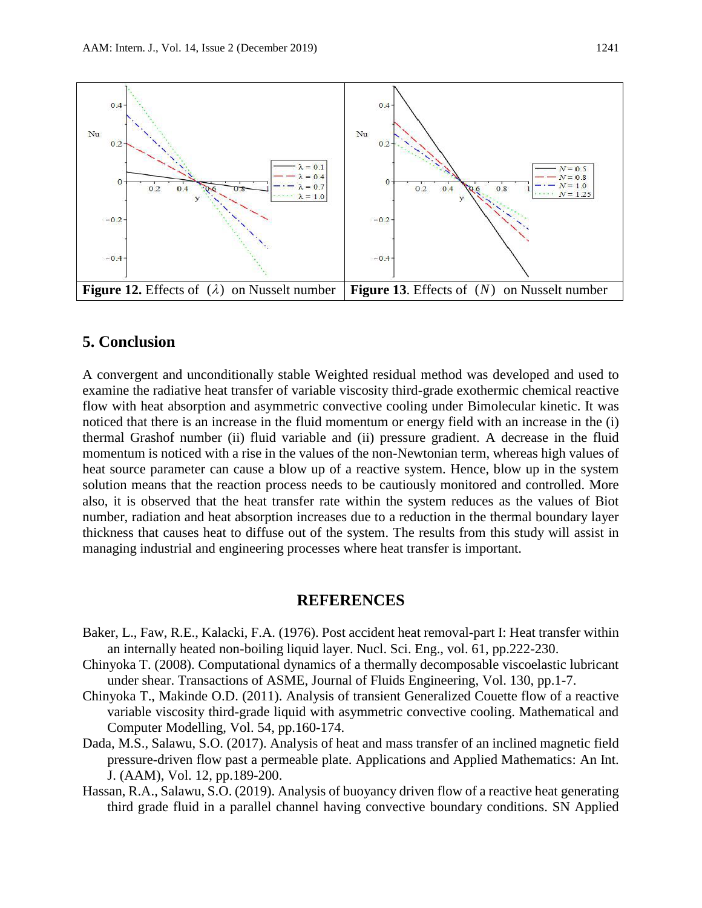Figure 12. Effects of ($\lambda$) on Nusselt number

Figure 13. Effects of ($N$) on Nusselt number

## 5. Conclusion

A convergent and unconditionally stable Weighted residual method was developed and used to examine the radiative heat transfer of variable viscosity third-grade exothermic chemical reactive flow with heat absorption and asymmetric convective cooling under Bimolecular kinetic. It was noticed that there is an increase in the fluid momentum or energy field with an increase in the (i) thermal Grashof number (ii) fluid variable and (ii) pressure gradient. A decrease in the fluid momentum is noticed with a rise in the values of the non-Newtonian term, whereas high values of heat source parameter can cause a blow up of a reactive system. Hence, blow up in the system solution means that the reaction process needs to be cautiously monitored and controlled. More also, it is observed that the heat transfer rate within the system reduces as the values of Biot number, radiation and heat absorption increases due to a reduction in the thermal boundary layer thickness that causes heat to diffuse out of the system. The results from this study will assist in managing industrial and engineering processes where heat transfer is important.

## REFERENCES

Baker, L., Faw, R.E., Kalacki, F.A. (1976). Post accident heat removal-part I: Heat transfer within an internally heated non-boiling liquid layer. Nucl. Sci. Eng., vol. 61, pp.222-230.

Chinyoka T. (2008). Computational dynamics of a thermally decomposable viscoelastic lubricant under shear. Transactions of ASME, Journal of Fluids Engineering, Vol. 130, pp.1-7.

Chinyoka T., Makinde O.D. (2011). Analysis of transient Generalized Couette flow of a reactive variable viscosity third-grade liquid with asymmetric convective cooling. Mathematical and Computer Modelling, Vol. 54, pp.160-174.

Dada, M.S., Salawu, S.O. (2017). Analysis of heat and mass transfer of an inclined magnetic field pressure-driven flow past a permeable plate. Applications and Applied Mathematics: An Int. J. (AAM), Vol. 12, pp.189-200.

Hassan, R.A., Salawu, S.O. (2019). Analysis of buoyancy driven flow of a reactive heat generating third grade fluid in a parallel channel having convective boundary conditions. SN Applied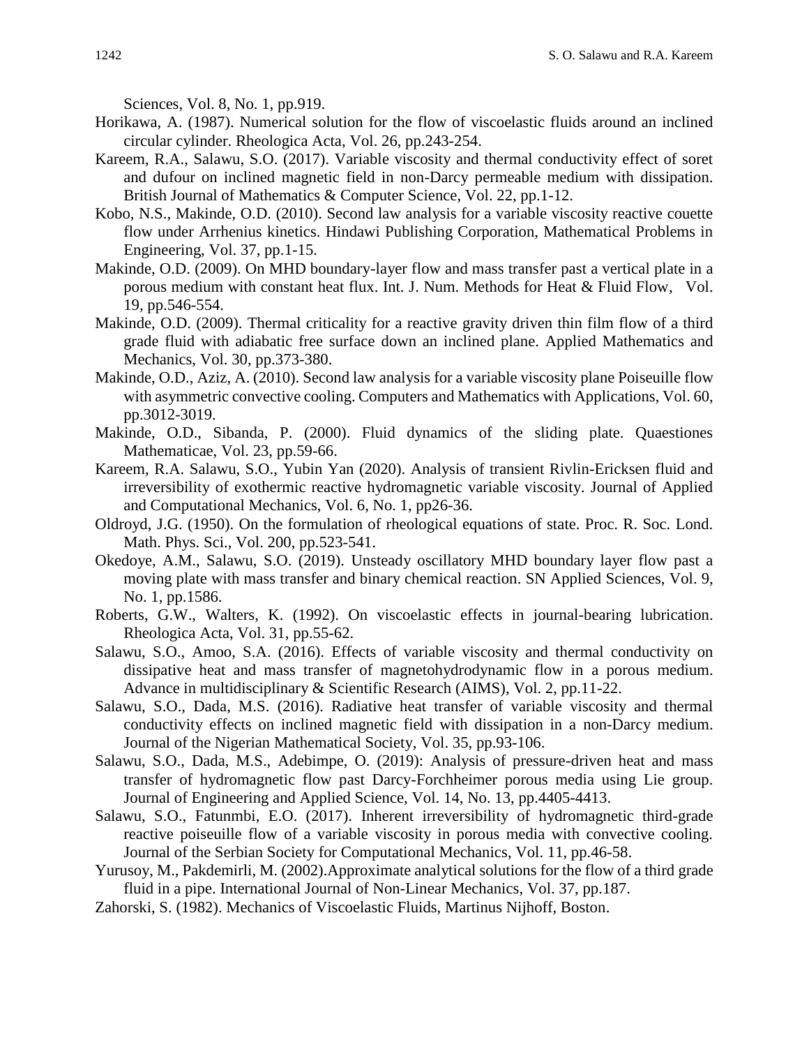Sciences, Vol. 8, No. 1, pp.919.

Horikawa, A. (1987). Numerical solution for the flow of viscoelastic fluids around an inclined circular cylinder. Rheologica Acta, Vol. 26, pp.243-254.

Kareem, R.A., Salawu, S.O. (2017). Variable viscosity and thermal conductivity effect of soret and dufour on inclined magnetic field in non-Darcy permeable medium with dissipation. British Journal of Mathematics & Computer Science, Vol. 22, pp.1-12.

Kobo, N.S., Makinde, O.D. (2010). Second law analysis for a variable viscosity reactive couette flow under Arrhenius kinetics. Hindawi Publishing Corporation, Mathematical Problems in Engineering, Vol. 37, pp.1-15.

Makinde, O.D. (2009). On MHD boundary-layer flow and mass transfer past a vertical plate in a porous medium with constant heat flux. Int. J. Num. Methods for Heat & Fluid Flow, Vol. 19, pp.546-554.

Makinde, O.D. (2009). Thermal criticality for a reactive gravity driven thin film flow of a third grade fluid with adiabatic free surface down an inclined plane. Applied Mathematics and Mechanics, Vol. 30, pp.373-380.

Makinde, O.D., Aziz, A. (2010). Second law analysis for a variable viscosity plane Poiseuille flow with asymmetric convective cooling. Computers and Mathematics with Applications, Vol. 60, pp.3012-3019.

Makinde, O.D., Sibanda, P. (2000). Fluid dynamics of the sliding plate. Quaestiones Mathematicae, Vol. 23, pp.59-66.

Kareem, R.A. Salawu, S.O., Yubin Yan (2020). Analysis of transient Rivlin-Ericksen fluid and irreversibility of exothermic reactive hydromagnetic variable viscosity. Journal of Applied and Computational Mechanics, Vol. 6, No. 1, pp26-36.

Oldroyd, J.G. (1950). On the formulation of rheological equations of state. Proc. R. Soc. Lond. Math. Phys. Sci., Vol. 200, pp.523-541.

Okedoye, A.M., Salawu, S.O. (2019). Unsteady oscillatory MHD boundary layer flow past a moving plate with mass transfer and binary chemical reaction. SN Applied Sciences, Vol. 9, No. 1, pp.1586.

Roberts, G.W., Walters, K. (1992). On viscoelastic effects in journal-bearing lubrication. Rheologica Acta, Vol. 31, pp.55-62.

Salawu, S.O., Amoo, S.A. (2016). Effects of variable viscosity and thermal conductivity on dissipative heat and mass transfer of magnetohydrodynamic flow in a porous medium. Advance in multidisciplinary & Scientific Research (AIMS), Vol. 2, pp.11-22.

Salawu, S.O., Dada, M.S. (2016). Radiative heat transfer of variable viscosity and thermal conductivity effects on inclined magnetic field with dissipation in a non-Darcy medium. Journal of the Nigerian Mathematical Society, Vol. 35, pp.93-106.

Salawu, S.O., Dada, M.S., Adebimpe, O. (2019): Analysis of pressure-driven heat and mass transfer of hydromagnetic flow past Darcy-Forchheimer porous media using Lie group. Journal of Engineering and Applied Science, Vol. 14, No. 13, pp.4405-4413.

Salawu, S.O., Fatunmbi, E.O. (2017). Inherent irreversibility of hydromagnetic third-grade reactive poiseuille flow of a variable viscosity in porous media with convective cooling. Journal of the Serbian Society for Computational Mechanics, Vol. 11, pp.46-58.

Yurusoy, M., Pakdemirli, M. (2002).Approximate analytical solutions for the flow of a third grade fluid in a pipe. International Journal of Non-Linear Mechanics, Vol. 37, pp.187.

Zahorski, S. (1982). Mechanics of Viscoelastic Fluids, Martinus Nijhoff, Boston.